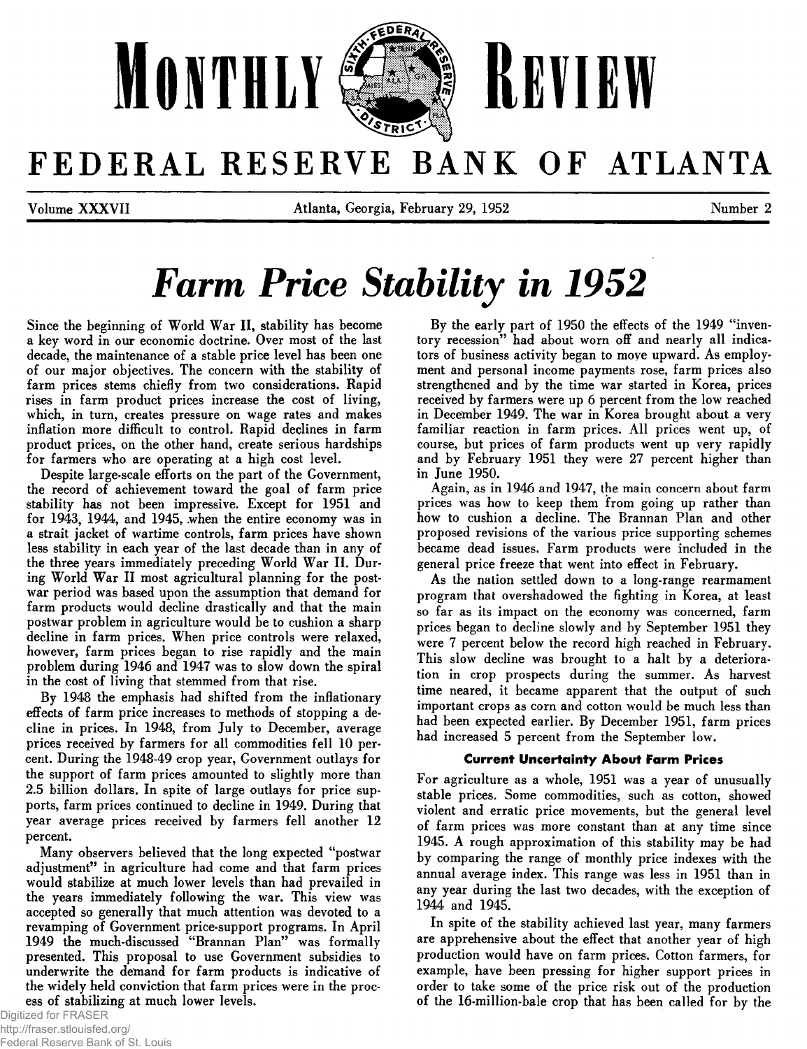# MONTHLY REVIEW

# FEDERAL RESERVE BANK OF ATLANTA

Volume XXXVII — Atlanta, Georgia, February 29, 1952 — Number 2

# *Farm Price Stability in 1952*

Since the beginning of World War II, stability has become a key word in our economic doctrine. Over most of the last decade, the maintenance of a stable price level has been one of our major objectives. The concern with the stability of farm prices stems chiefly from two considerations. Rapid rises in farm product prices increase the cost of living, which, in turn, creates pressure on wage rates and makes inflation more difficult to control. Rapid declines in farm product prices, on the other hand, create serious hardships for farmers who are operating at a high cost level.

Despite large-scale efforts on the part of the Government, the record of achievement toward the goal of farm price stability has not been impressive. Except for 1951 and for 1943, 1944, and 1945, when the entire economy was in a strait jacket of wartime controls, farm prices have shown less stability in each year of the last decade than in any of the three years immediately preceding World War II. During World War II most agricultural planning for the postwar period was based upon the assumption that demand for farm products would decline drastically and that the main postwar problem in agriculture would be to cushion a sharp decline in farm prices. When price controls were relaxed, however, farm prices began to rise rapidly and the main problem during 1946 and 1947 was to slow down the spiral in the cost of living that stemmed from that rise.

By 1948 the emphasis had shifted from the inflationary effects of farm price increases to methods of stopping a decline in prices. In 1948, from July to December, average prices received by farmers for all commodities fell 10 percent. During the 1948-49 crop year, Government outlays for the support of farm prices amounted to slightly more than 2.5 billion dollars. In spite of large outlays for price supports, farm prices continued to decline in 1949. During that year average prices received by farmers fell another 12 percent.

Many observers believed that the long expected "postwar adjustment" in agriculture had come and that farm prices would stabilize at much lower levels than had prevailed in the years immediately following the war. This view was accepted so generally that much attention was devoted to a revamping of Government price-support programs. In April 1949 the much-discussed "Brannan Plan" was formally presented. This proposal to use Government subsidies to underwrite the demand for farm products is indicative of the widely held conviction that farm prices were in the process of stabilizing at much lower levels.

By the early part of 1950 the effects of the 1949 "inventory recession" had about worn off and nearly all indicators of business activity began to move upward. As employment and personal income payments rose, farm prices also strengthened and by the time war started in Korea, prices received by farmers were up 6 percent from the low reached in December 1949. The war in Korea brought about a very familiar reaction in farm prices. All prices went up, of course, but prices of farm products went up very rapidly and by February 1951 they were 27 percent higher than in June 1950.

Again, as in 1946 and 1947, the main concern about farm prices was how to keep them from going up rather than how to cushion a decline. The Brannan Plan and other proposed revisions of the various price supporting schemes became dead issues. Farm products were included in the general price freeze that went into effect in February.

As the nation settled down to a long-range rearmament program that overshadowed the fighting in Korea, at least so far as its impact on the economy was concerned, farm prices began to decline slowly and by September 1951 they were 7 percent below the record high reached in February. This slow decline was brought to a halt by a deterioration in crop prospects during the summer. As harvest time neared, it became apparent that the output of such important crops as corn and cotton would be much less than had been expected earlier. By December 1951, farm prices had increased 5 percent from the September low.

### Current Uncertainty About Farm Prices

For agriculture as a whole, 1951 was a year of unusually stable prices. Some commodities, such as cotton, showed violent and erratic price movements, but the general level of farm prices was more constant than at any time since 1945. A rough approximation of this stability may be had by comparing the range of monthly price indexes with the annual average index. This range was less in 1951 than in any year during the last two decades, with the exception of 1944 and 1945.

In spite of the stability achieved last year, many farmers are apprehensive about the effect that another year of high production would have on farm prices. Cotton farmers, for example, have been pressing for higher support prices in order to take some of the price risk out of the production of the 16-million-bale crop that has been called for by the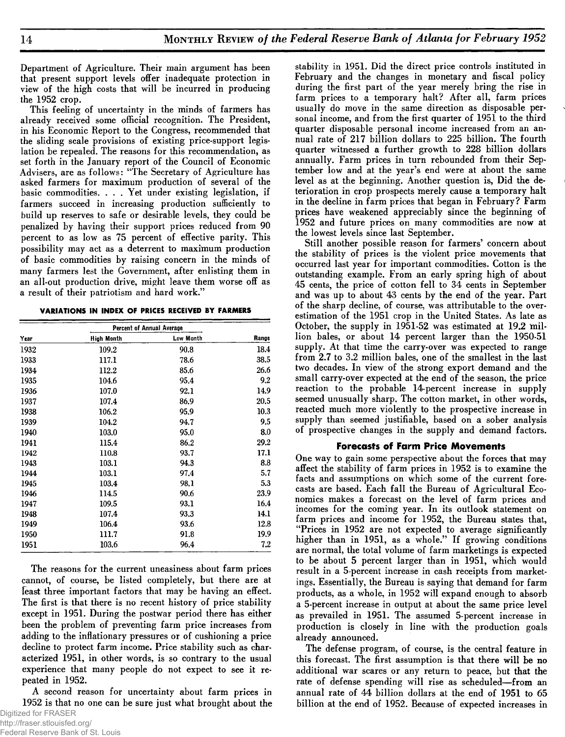Department of Agriculture. Their main argument has been that present support levels offer inadequate protection in view of the high costs that will be incurred in producing the 1952 crop.

This feeling of uncertainty in the minds of farmers has already received some official recognition. The President, in his Economic Report to the Congress, recommended that the sliding scale provisions of existing price-support legislation be repealed. The reasons for this recommendation, as set forth in the January report of the Council of Economic Advisers, are as follows: "The Secretary of Agriculture has asked farmers for maximum production of several of the basic commodities. . . . Yet under existing legislation, if farmers succeed in increasing production sufficiently to build up reserves to safe or desirable levels, they could be penalized by having their support prices reduced from 90 percent to as low as 75 percent of effective parity. This possibility may act as a deterrent to maximum production of basic commodities by raising concern in the minds of many farmers lest the Government, after enlisting them in an all-out production drive, might leave them worse off as a result of their patriotism and hard work."

**VARIATIONS IN INDEX OF PRICES RECEIVED BY FARMERS**

| | Percent of Annual Average | | |
|---|---|---|---|
| Year | High Month | Low Month | Range |
| 1932 | 109.2 | 90.8 | 18.4 |
| 1933 | 117.1 | 78.6 | 38.5 |
| 1934 | 112.2 | 85.6 | 26.6 |
| 1935 | 104.6 | 95.4 | 9.2 |
| 1936 | 107.0 | 92.1 | 14.9 |
| 1937 | 107.4 | 86.9 | 20.5 |
| 1938 | 106.2 | 95.9 | 10.3 |
| 1939 | 104.2 | 94.7 | 9.5 |
| 1940 | 103.0 | 95.0 | 8.0 |
| 1941 | 115.4 | 86.2 | 29.2 |
| 1942 | 110.8 | 93.7 | 17.1 |
| 1943 | 103.1 | 94.3 | 8.8 |
| 1944 | 103.1 | 97.4 | 5.7 |
| 1945 | 103.4 | 98.1 | 5.3 |
| 1946 | 114.5 | 90.6 | 23.9 |
| 1947 | 109.5 | 93.1 | 16.4 |
| 1948 | 107.4 | 93.3 | 14.1 |
| 1949 | 106.4 | 93.6 | 12.8 |
| 1950 | 111.7 | 91.8 | 19.9 |
| 1951 | 103.6 | 96.4 | 7.2 |

The reasons for the current uneasiness about farm prices cannot, of course, be listed completely, but there are at least three important factors that may be having an effect. The first is that there is no recent history of price stability except in 1951. During the postwar period there has either been the problem of preventing farm price increases from adding to the inflationary pressures or of cushioning a price decline to protect farm income. Price stability such as characterized 1951, in other words, is so contrary to the usual experience that many people do not expect to see it repeated in 1952.

A second reason for uncertainty about farm prices in 1952 is that no one can be sure just what brought about the stability in 1951. Did the direct price controls instituted in February and the changes in monetary and fiscal policy during the first part of the year merely bring the rise in farm prices to a temporary halt? After all, farm prices usually do move in the same direction as disposable personal income, and from the first quarter of 1951 to the third quarter disposable personal income increased from an annual rate of 217 billion dollars to 225 billion. The fourth quarter witnessed a further growth to 228 billion dollars annually. Farm prices in turn rebounded from their September low and at the year's end were at about the same level as at the beginning. Another question is, Did the deterioration in crop prospects merely cause a temporary halt in the decline in farm prices that began in February? Farm prices have weakened appreciably since the beginning of 1952 and future prices on many commodities are now at the lowest levels since last September.

Still another possible reason for farmers' concern about the stability of prices is the violent price movements that occurred last year for important commodities. Cotton is the outstanding example. From an early spring high of about 45 cents, the price of cotton fell to 34 cents in September and was up to about 43 cents by the end of the year. Part of the sharp decline, of course, was attributable to the overestimation of the 1951 crop in the United States. As late as October, the supply in 1951-52 was estimated at 19.2 million bales, or about 14 percent larger than the 1950-51 supply. At that time the carry-over was expected to range from 2.7 to 3.2 million bales, one of the smallest in the last two decades. In view of the strong export demand and the small carry-over expected at the end of the season, the price reaction to the probable 14-percent increase in supply seemed unusually sharp. The cotton market, in other words, reacted much more violently to the prospective increase in supply than seemed justifiable, based on a sober analysis of prospective changes in the supply and demand factors.

### Forecasts of Farm Price Movements

One way to gain some perspective about the forces that may affect the stability of farm prices in 1952 is to examine the facts and assumptions on which some of the current forecasts are based. Each fall the Bureau of Agricultural Economics makes a forecast on the level of farm prices and incomes for the coming year. In its outlook statement on farm prices and income for 1952, the Bureau states that, "Prices in 1952 are not expected to average significantly higher than in 1951, as a whole." If growing conditions are normal, the total volume of farm marketings is expected to be about 5 percent larger than in 1951, which would result in a 5-percent increase in cash receipts from marketings. Essentially, the Bureau is saying that demand for farm products, as a whole, in 1952 will expand enough to absorb a 5-percent increase in output at about the same price level as prevailed in 1951. The assumed 5-percent increase in production is closely in line with the production goals already announced.

The defense program, of course, is the central feature in this forecast. The first assumption is that there will be no additional war scares or any return to peace, but that the rate of defense spending will rise as scheduled—from an annual rate of 44 billion dollars at the end of 1951 to 65 billion at the end of 1952. Because of expected increases in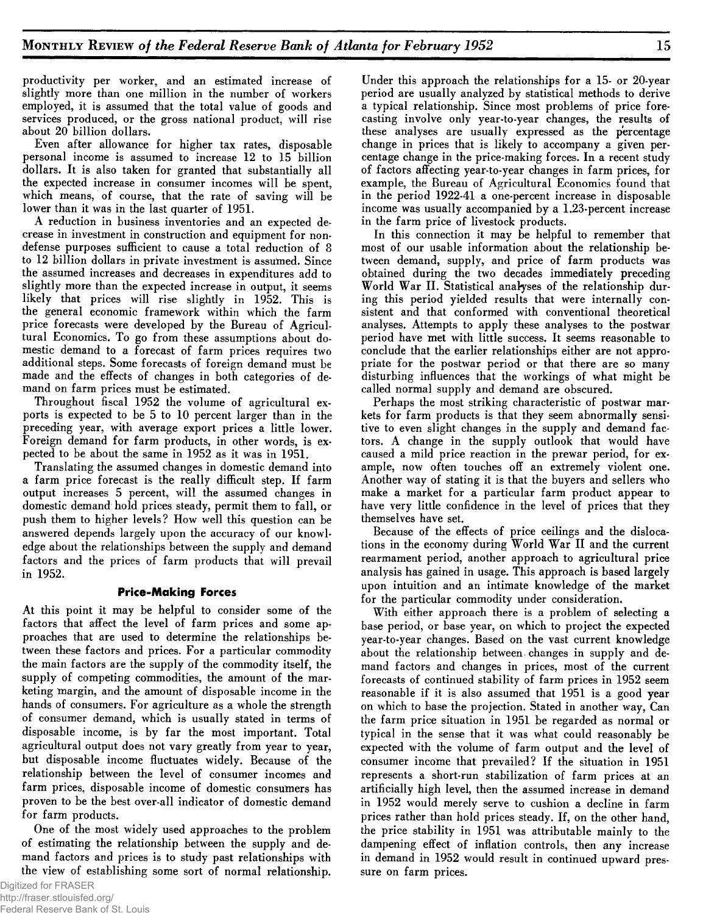productivity per worker, and an estimated increase of slightly more than one million in the number of workers employed, it is assumed that the total value of goods and services produced, or the gross national product, will rise about 20 billion dollars.

Even after allowance for higher tax rates, disposable personal income is assumed to increase 12 to 15 billion dollars. It is also taken for granted that substantially all the expected increase in consumer incomes will be spent, which means, of course, that the rate of saving will be lower than it was in the last quarter of 1951.

A reduction in business inventories and an expected decrease in investment in construction and equipment for non-defense purposes sufficient to cause a total reduction of 8 to 12 billion dollars in private investment is assumed. Since the assumed increases and decreases in expenditures add to slightly more than the expected increase in output, it seems likely that prices will rise slightly in 1952. This is the general economic framework within which the farm price forecasts were developed by the Bureau of Agricultural Economics. To go from these assumptions about domestic demand to a forecast of farm prices requires two additional steps. Some forecasts of foreign demand must be made and the effects of changes in both categories of demand on farm prices must be estimated.

Throughout fiscal 1952 the volume of agricultural exports is expected to be 5 to 10 percent larger than in the preceding year, with average export prices a little lower. Foreign demand for farm products, in other words, is expected to be about the same in 1952 as it was in 1951.

Translating the assumed changes in domestic demand into a farm price forecast is the really difficult step. If farm output increases 5 percent, will the assumed changes in domestic demand hold prices steady, permit them to fall, or push them to higher levels? How well this question can be answered depends largely upon the accuracy of our knowledge about the relationships between the supply and demand factors and the prices of farm products that will prevail in 1952.

## Price-Making Forces

At this point it may be helpful to consider some of the factors that affect the level of farm prices and some approaches that are used to determine the relationships between these factors and prices. For a particular commodity the main factors are the supply of the commodity itself, the supply of competing commodities, the amount of the marketing margin, and the amount of disposable income in the hands of consumers. For agriculture as a whole the strength of consumer demand, which is usually stated in terms of disposable income, is by far the most important. Total agricultural output does not vary greatly from year to year, but disposable income fluctuates widely. Because of the relationship between the level of consumer incomes and farm prices, disposable income of domestic consumers has proven to be the best over-all indicator of domestic demand for farm products.

One of the most widely used approaches to the problem of estimating the relationship between the supply and demand factors and prices is to study past relationships with the view of establishing some sort of normal relationship. Under this approach the relationships for a 15- or 20-year period are usually analyzed by statistical methods to derive a typical relationship. Since most problems of price forecasting involve only year-to-year changes, the results of these analyses are usually expressed as the percentage change in prices that is likely to accompany a given percentage change in the price-making forces. In a recent study of factors affecting year-to-year changes in farm prices, for example, the Bureau of Agricultural Economics found that in the period 1922-41 a one-percent increase in disposable income was usually accompanied by a 1.23-percent increase in the farm price of livestock products.

In this connection it may be helpful to remember that most of our usable information about the relationship between demand, supply, and price of farm products was obtained during the two decades immediately preceding World War II. Statistical analyses of the relationship during this period yielded results that were internally consistent and that conformed with conventional theoretical analyses. Attempts to apply these analyses to the postwar period have met with little success. It seems reasonable to conclude that the earlier relationships either are not appropriate for the postwar period or that there are so many disturbing influences that the workings of what might be called normal supply and demand are obscured.

Perhaps the most striking characteristic of postwar markets for farm products is that they seem abnormally sensitive to even slight changes in the supply and demand factors. A change in the supply outlook that would have caused a mild price reaction in the prewar period, for example, now often touches off an extremely violent one. Another way of stating it is that the buyers and sellers who make a market for a particular farm product appear to have very little confidence in the level of prices that they themselves have set.

Because of the effects of price ceilings and the dislocations in the economy during World War II and the current rearmament period, another approach to agricultural price analysis has gained in usage. This approach is based largely upon intuition and an intimate knowledge of the market for the particular commodity under consideration.

With either approach there is a problem of selecting a base period, or base year, on which to project the expected year-to-year changes. Based on the vast current knowledge about the relationship between changes in supply and demand factors and changes in prices, most of the current forecasts of continued stability of farm prices in 1952 seem reasonable if it is also assumed that 1951 is a good year on which to base the projection. Stated in another way, Can the farm price situation in 1951 be regarded as normal or typical in the sense that it was what could reasonably be expected with the volume of farm output and the level of consumer income that prevailed? If the situation in 1951 represents a short-run stabilization of farm prices at an artificially high level, then the assumed increase in demand in 1952 would merely serve to cushion a decline in farm prices rather than hold prices steady. If, on the other hand, the price stability in 1951 was attributable mainly to the dampening effect of inflation controls, then any increase in demand in 1952 would result in continued upward pressure on farm prices.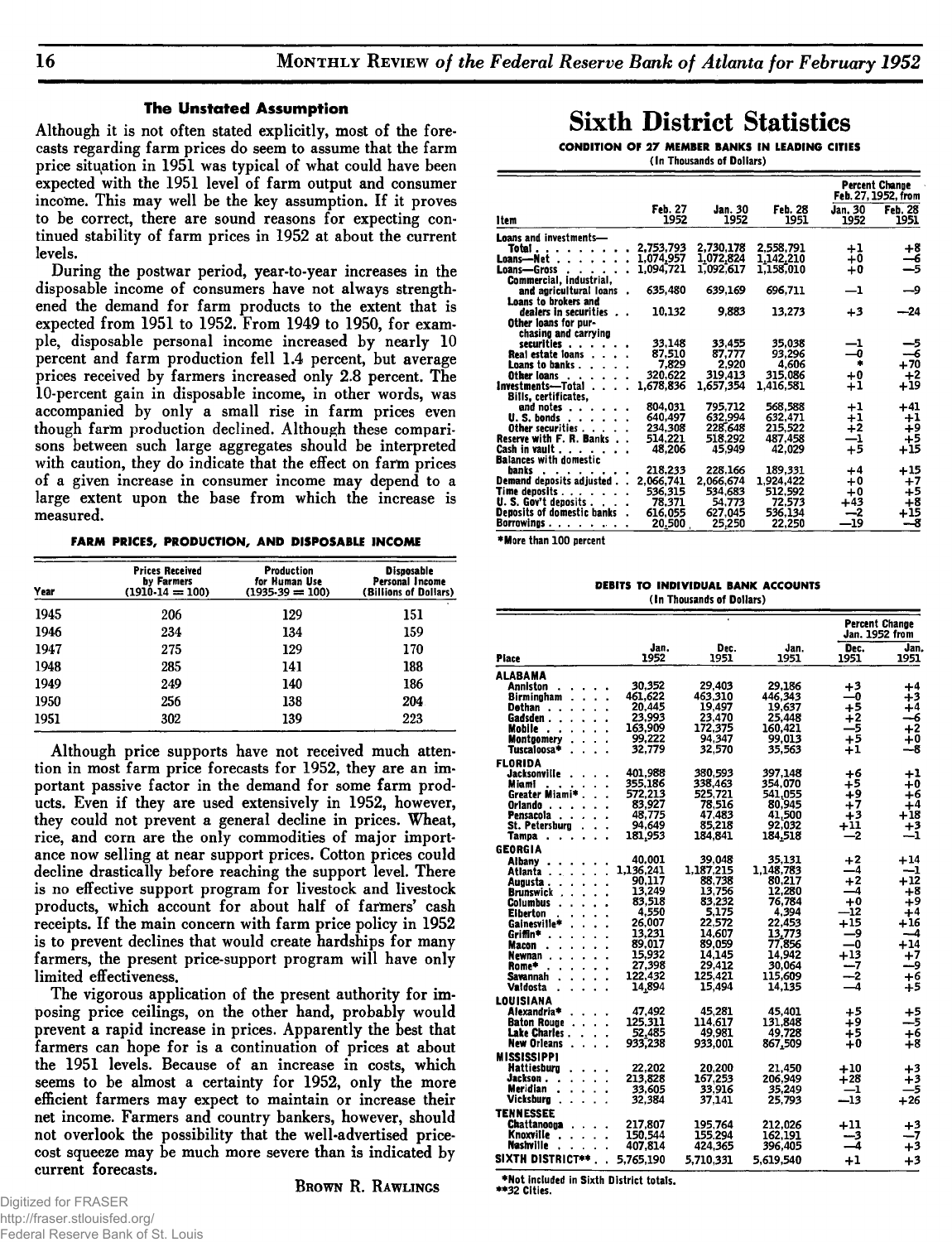### The Unstated Assumption

Although it is not often stated explicitly, most of the forecasts regarding farm prices do seem to assume that the farm price situation in 1951 was typical of what could have been expected with the 1951 level of farm output and consumer income. This may well be the key assumption. If it proves to be correct, there are sound reasons for expecting continued stability of farm prices in 1952 at about the current levels.

During the postwar period, year-to-year increases in the disposable income of consumers have not always strengthened the demand for farm products to the extent that is expected from 1951 to 1952. From 1949 to 1950, for example, disposable personal income increased by nearly 10 percent and farm production fell 1.4 percent, but average prices received by farmers increased only 2.8 percent. The 10-percent gain in disposable income, in other words, was accompanied by only a small rise in farm prices even though farm production declined. Although these comparisons between such large aggregates should be interpreted with caution, they do indicate that the effect on farm prices of a given increase in consumer income may depend to a large extent upon the base from which the increase is measured.

**FARM PRICES, PRODUCTION, AND DISPOSABLE INCOME**

| Year | Prices Received by Farmers (1910-14 = 100) | Production for Human Use (1935-39 = 100) | Disposable Personal Income (Billions of Dollars) |
|---|---|---|---|
| 1945 | 206 | 129 | 151 |
| 1946 | 234 | 134 | 159 |
| 1947 | 275 | 129 | 170 |
| 1948 | 285 | 141 | 188 |
| 1949 | 249 | 140 | 186 |
| 1950 | 256 | 138 | 204 |
| 1951 | 302 | 139 | 223 |

Although price supports have not received much attention in most farm price forecasts for 1952, they are an important passive factor in the demand for some farm products. Even if they are used extensively in 1952, however, they could not prevent a general decline in prices. Wheat, rice, and corn are the only commodities of major importance now selling at near support prices. Cotton prices could decline drastically before reaching the support level. There is no effective support program for livestock and livestock products, which account for about half of farmers' cash receipts. If the main concern with farm price policy in 1952 is to prevent declines that would create hardships for many farmers, the present price-support program will have only limited effectiveness.

The vigorous application of the present authority for imposing price ceilings, on the other hand, probably would prevent a rapid increase in prices. Apparently the best that farmers can hope for is a continuation of prices at about the 1951 levels. Because of an increase in costs, which seems to be almost a certainty for 1952, only the more efficient farmers may expect to maintain or increase their net income. Farmers and country bankers, however, should not overlook the possibility that the well-advertised price-cost squeeze may be much more severe than is indicated by current forecasts.

BROWN R. RAWLINGS

# Sixth District Statistics

**CONDITION OF 27 MEMBER BANKS IN LEADING CITIES**
(In Thousands of Dollars)

| Item | Feb. 27 1952 | Jan. 30 1952 | Feb. 28 1951 | Percent Change Feb. 27, 1952, from Jan. 30 1952 | Feb. 28 1951 |
|---|---|---|---|---|---|
| Loans and investments—Total | 2,753,793 | 2,730,178 | 2,558,791 | +1 | +8 |
| Loans—Net | 1,074,957 | 1,072,824 | 1,142,210 | +0 | —6 |
| Loans—Gross | 1,094,721 | 1,092,617 | 1,158,010 | +0 | —5 |
| Commercial, industrial, and agricultural loans | 635,480 | 639,169 | 696,711 | —1 | —9 |
| Loans to brokers and dealers in securities | 10,132 | 9,883 | 13,273 | +3 | —24 |
| Other loans for purchasing and carrying securities | 33,148 | 33,455 | 35,038 | —1 | —5 |
| Real estate loans | 87,510 | 87,777 | 93,296 | —0 | —6 |
| Loans to banks | 7,829 | 2,920 | 4,606 | * | +70 |
| Other loans | 320,622 | 319,413 | 315,086 | +0 | +2 |
| Investments—Total | 1,678,836 | 1,657,354 | 1,416,581 | +1 | +19 |
| Bills, certificates, and notes | 804,031 | 795,712 | 568,588 | +1 | +41 |
| U. S. bonds | 640,497 | 632,994 | 632,471 | +1 | +1 |
| Other securities | 234,308 | 228,648 | 215,522 | +2 | +9 |
| Reserve with F. R. Banks | 514,221 | 518,292 | 487,458 | —1 | +5 |
| Cash in vault | 48,206 | 45,949 | 42,029 | +5 | +15 |
| Balances with domestic banks | 218,233 | 228,166 | 189,331 | +4 | +15 |
| Demand deposits adjusted | 2,066,741 | 2,066,674 | 1,924,422 | +0 | +7 |
| Time deposits | 536,315 | 534,683 | 512,592 | +0 | +5 |
| U. S. Gov't deposits | 78,371 | 54,773 | 72,573 | +43 | +8 |
| Deposits of domestic banks | 616,055 | 627,045 | 536,134 | —2 | +15 |
| Borrowings | 20,500 | 25,250 | 22,250 | —19 | —8 |

*More than 100 percent

**DEBITS TO INDIVIDUAL BANK ACCOUNTS**
(In Thousands of Dollars)

| Place | Jan. 1952 | Dec. 1951 | Jan. 1951 | Percent Change Jan. 1952 from Dec. 1951 | Jan. 1951 |
|---|---|---|---|---|---|
| **ALABAMA** | | | | | |
| Anniston | 30,352 | 29,403 | 29,186 | +3 | +4 |
| Birmingham | 461,622 | 463,310 | 446,343 | —0 | +3 |
| Dothan | 20,445 | 19,497 | 19,637 | +5 | +4 |
| Gadsden | 23,993 | 23,470 | 25,448 | +2 | —6 |
| Mobile | 163,909 | 172,375 | 160,421 | —5 | +2 |
| Montgomery | 99,222 | 94,347 | 99,013 | +5 | +0 |
| Tuscaloosa* | 32,779 | 32,570 | 35,563 | +1 | —8 |
| **FLORIDA** | | | | | |
| Jacksonville | 401,988 | 380,593 | 397,148 | +6 | +1 |
| Miami | 355,186 | 338,463 | 354,070 | +5 | +0 |
| Greater Miami* | 572,213 | 525,721 | 541,055 | +9 | +6 |
| Orlando | 83,927 | 78,516 | 80,945 | +7 | +4 |
| Pensacola | 48,775 | 47,483 | 41,500 | +3 | +18 |
| St. Petersburg | 94,649 | 85,218 | 92,032 | +11 | +3 |
| Tampa | 181,953 | 184,841 | 184,518 | —2 | —1 |
| **GEORGIA** | | | | | |
| Albany | 40,001 | 39,048 | 35,131 | +2 | +14 |
| Atlanta | 1,136,241 | 1,187,215 | 1,148,783 | —4 | —1 |
| Augusta | 90,117 | 88,738 | 80,217 | +2 | +12 |
| Brunswick | 13,249 | 13,756 | 12,280 | —4 | +8 |
| Columbus | 83,518 | 83,232 | 76,784 | +0 | +9 |
| Elberton | 4,550 | 5,175 | 4,394 | —12 | +4 |
| Gainesville* | 26,007 | 22,572 | 22,453 | +15 | +16 |
| Griffin* | 13,231 | 14,607 | 13,773 | —9 | —4 |
| Macon | 89,017 | 89,059 | 77,856 | —0 | +14 |
| Newnan | 15,932 | 14,145 | 14,942 | +13 | +7 |
| Rome* | 27,398 | 29,412 | 30,064 | —7 | —9 |
| Savannah | 122,432 | 125,421 | 115,609 | —2 | +6 |
| Valdosta | 14,894 | 15,494 | 14,135 | —4 | +5 |
| **LOUISIANA** | | | | | |
| Alexandria* | 47,492 | 45,281 | 45,401 | +5 | +5 |
| Baton Rouge | 125,311 | 114,617 | 131,848 | +9 | —5 |
| Lake Charles | 52,485 | 49,981 | 49,728 | +5 | +6 |
| New Orleans | 933,238 | 933,001 | 867,509 | +0 | +8 |
| **MISSISSIPPI** | | | | | |
| Hattiesburg | 22,202 | 20,200 | 21,450 | +10 | +3 |
| Jackson | 213,828 | 167,253 | 206,949 | +28 | +3 |
| Meridian | 33,605 | 33,916 | 35,249 | —1 | —5 |
| Vicksburg | 32,384 | 37,141 | 25,793 | —13 | +26 |
| **TENNESSEE** | | | | | |
| Chattanooga | 217,807 | 195,764 | 212,026 | +11 | +3 |
| Knoxville | 150,544 | 155,294 | 162,191 | —3 | —7 |
| Nashville | 407,814 | 424,365 | 396,405 | —4 | +3 |
| SIXTH DISTRICT** | 5,765,190 | 5,710,331 | 5,619,540 | +1 | +3 |

*Not included in Sixth District totals.
**32 Cities.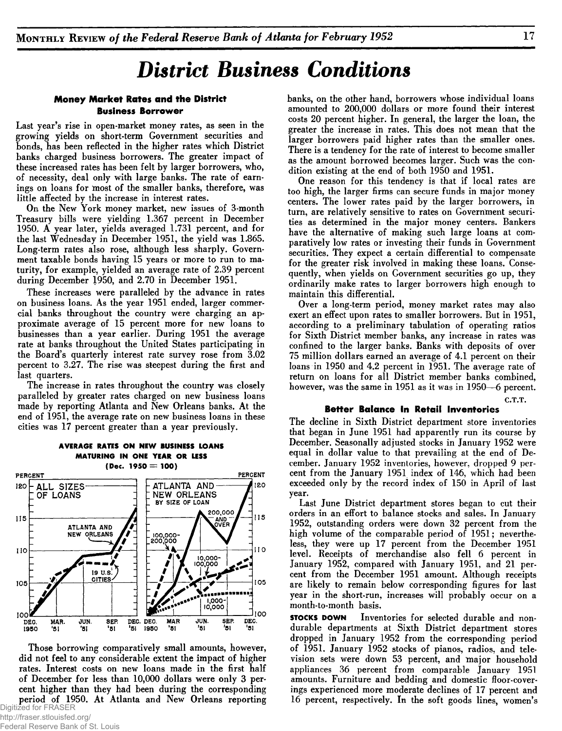# District Business Conditions

### Money Market Rates and the District Business Borrower

Last year's rise in open-market money rates, as seen in the growing yields on short-term Government securities and bonds, has been reflected in the higher rates which District banks charged business borrowers. The greater impact of these increased rates has been felt by larger borrowers, who, of necessity, deal only with large banks. The rate of earnings on loans for most of the smaller banks, therefore, was little affected by the increase in interest rates.

On the New York money market, new issues of 3-month Treasury bills were yielding 1.367 percent in December 1950. A year later, yields averaged 1.731 percent, and for the last Wednesday in December 1951, the yield was 1.865. Long-term rates also rose, although less sharply. Government taxable bonds having 15 years or more to run to maturity, for example, yielded an average rate of 2.39 percent during December 1950, and 2.70 in December 1951.

These increases were paralleled by the advance in rates on business loans. As the year 1951 ended, larger commercial banks throughout the country were charging an approximate average of 15 percent more for new loans to businesses than a year earlier. During 1951 the average rate at banks throughout the United States participating in the Board's quarterly interest rate survey rose from 3.02 percent to 3.27. The rise was steepest during the first and last quarters.

The increase in rates throughout the country was closely paralleled by greater rates charged on new business loans made by reporting Atlanta and New Orleans banks. At the end of 1951, the average rate on new business loans in these cities was 17 percent greater than a year previously.

**AVERAGE RATES ON NEW BUSINESS LOANS MATURING IN ONE YEAR OR LESS (Dec. 1950 = 100)**

Those borrowing comparatively small amounts, however, did not feel to any considerable extent the impact of higher rates. Interest costs on new loans made in the first half of December for less than 10,000 dollars were only 3 percent higher than they had been during the corresponding period of 1950. At Atlanta and New Orleans reporting banks, on the other hand, borrowers whose individual loans amounted to 200,000 dollars or more found their interest costs 20 percent higher. In general, the larger the loan, the greater the increase in rates. This does not mean that the larger borrowers paid higher rates than the smaller ones. There is a tendency for the rate of interest to become smaller as the amount borrowed becomes larger. Such was the condition existing at the end of both 1950 and 1951.

One reason for this tendency is that if local rates are too high, the larger firms can secure funds in major money centers. The lower rates paid by the larger borrowers, in turn, are relatively sensitive to rates on Government securities as determined in the major money centers. Bankers have the alternative of making such large loans at comparatively low rates or investing their funds in Government securities. They expect a certain differential to compensate for the greater risk involved in making these loans. Consequently, when yields on Government securities go up, they ordinarily make rates to larger borrowers high enough to maintain this differential.

Over a long-term period, money market rates may also exert an effect upon rates to smaller borrowers. But in 1951, according to a preliminary tabulation of operating ratios for Sixth District member banks, any increase in rates was confined to the larger banks. Banks with deposits of over 75 million dollars earned an average of 4.1 percent on their loans in 1950 and 4.2 percent in 1951. The average rate of return on loans for all District member banks combined, however, was the same in 1951 as it was in 1950—6 percent.

C.T.T.

### Better Balance in Retail Inventories

The decline in Sixth District department store inventories that began in June 1951 had apparently run its course by December. Seasonally adjusted stocks in January 1952 were equal in dollar value to that prevailing at the end of December. January 1952 inventories, however, dropped 9 percent from the January 1951 index of 146, which had been exceeded only by the record index of 150 in April of last year.

Last June District department stores began to cut their orders in an effort to balance stocks and sales. In January 1952, outstanding orders were down 32 percent from the high volume of the comparable period of 1951; nevertheless, they were up 17 percent from the December 1951 level. Receipts of merchandise also fell 6 percent in January 1952, compared with January 1951, and 21 percent from the December 1951 amount. Although receipts are likely to remain below corresponding figures for last year in the short-run, increases will probably occur on a month-to-month basis.

**STOCKS DOWN** Inventories for selected durable and non-durable departments at Sixth District department stores dropped in January 1952 from the corresponding period of 1951. January 1952 stocks of pianos, radios, and television sets were down 53 percent, and major household appliances 36 percent from comparable January 1951 amounts. Furniture and bedding and domestic floor-coverings experienced more moderate declines of 17 percent and 16 percent, respectively. In the soft goods lines, women's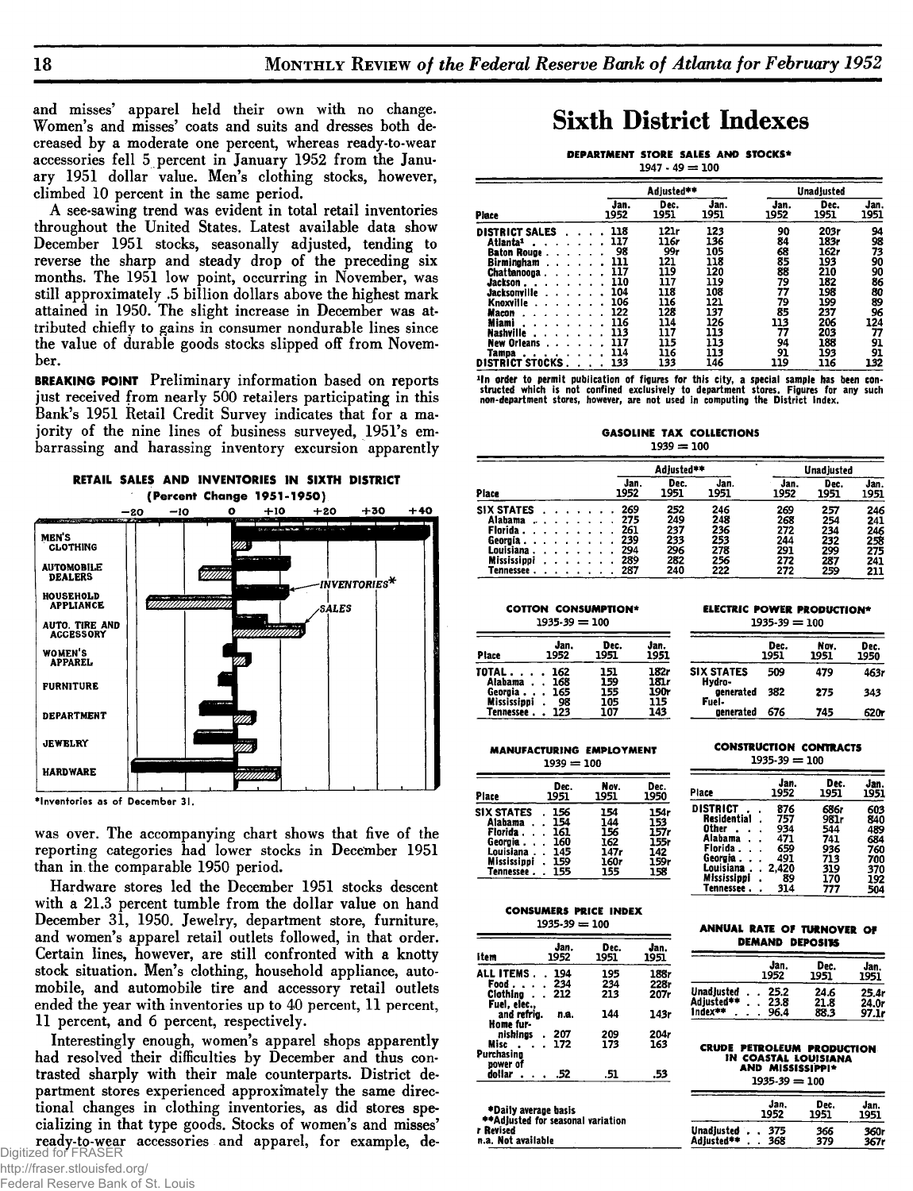and misses' apparel held their own with no change. Women's and misses' coats and suits and dresses both decreased by a moderate one percent, whereas ready-to-wear accessories fell 5 percent in January 1952 from the January 1951 dollar value. Men's clothing stocks, however, climbed 10 percent in the same period.

A see-sawing trend was evident in total retail inventories throughout the United States. Latest available data show December 1951 stocks, seasonally adjusted, tending to reverse the sharp and steady drop of the preceding six months. The 1951 low point, occurring in November, was still approximately .5 billion dollars above the highest mark attained in 1950. The slight increase in December was attributed chiefly to gains in consumer nondurable lines since the value of durable goods stocks slipped off from November.

**BREAKING POINT** Preliminary information based on reports just received from nearly 500 retailers participating in this Bank's 1951 Retail Credit Survey indicates that for a majority of the nine lines of business surveyed, 1951's embarrassing and harassing inventory excursion apparently

**RETAIL SALES AND INVENTORIES IN SIXTH DISTRICT (Percent Change 1951-1950)**

*Inventories as of December 31.

was over. The accompanying chart shows that five of the reporting categories had lower stocks in December 1951 than in the comparable 1950 period.

Hardware stores led the December 1951 stocks descent with a 21.3 percent tumble from the dollar value on hand December 31, 1950. Jewelry, department store, furniture, and women's apparel retail outlets followed, in that order. Certain lines, however, are still confronted with a knotty stock situation. Men's clothing, household appliance, automobile, and automobile tire and accessory retail outlets ended the year with inventories up to 40 percent, 11 percent, 11 percent, and 6 percent, respectively.

Interestingly enough, women's apparel shops apparently had resolved their difficulties by December and thus contrasted sharply with their male counterparts. District department stores experienced approximately the same directional changes in clothing inventories, as did stores specializing in that type goods. Stocks of women's and misses' ready-to-wear accessories and apparel, for example, de-

# Sixth District Indexes

**DEPARTMENT STORE SALES AND STOCKS***
1947 - 49 = 100

| Place | Adjusted** Jan. 1952 | Dec. 1951 | Jan. 1951 | Unadjusted Jan. 1952 | Dec. 1951 | Jan. 1951 |
|---|---|---|---|---|---|---|
| DISTRICT SALES | 118 | 121r | 123 | 90 | 203r | 94 |
| Atlanta[1] | 117 | 116r | 136 | 84 | 183r | 98 |
| Baton Rouge | 98 | 99r | 105 | 68 | 162r | 73 |
| Birmingham | 111 | 121 | 118 | 85 | 193 | 90 |
| Chattanooga | 117 | 119 | 120 | 88 | 210 | 90 |
| Jackson | 110 | 117 | 119 | 79 | 182 | 86 |
| Jacksonville | 104 | 118 | 108 | 77 | 198 | 80 |
| Knoxville | 106 | 116 | 121 | 79 | 199 | 89 |
| Macon | 122 | 128 | 137 | 85 | 237 | 96 |
| Miami | 116 | 114 | 126 | 113 | 206 | 124 |
| Nashville | 113 | 117 | 113 | 77 | 203 | 77 |
| New Orleans | 117 | 115 | 113 | 94 | 188 | 91 |
| Tampa | 114 | 116 | 113 | 91 | 193 | 91 |
| DISTRICT STOCKS | 133 | 133 | 146 | 119 | 116 | 132 |

[1]In order to permit publication of figures for this city, a special sample has been constructed which is not confined exclusively to department stores. Figures for any such non-department stores, however, are not used in computing the District Index.

**GASOLINE TAX COLLECTIONS**
1939 = 100

| Place | Adjusted** Jan. 1952 | Dec. 1951 | Jan. 1951 | Unadjusted Jan. 1952 | Dec. 1951 | Jan. 1951 |
|---|---|---|---|---|---|---|
| SIX STATES | 269 | 252 | 246 | 269 | 257 | 246 |
| Alabama | 275 | 249 | 248 | 268 | 254 | 241 |
| Florida | 261 | 237 | 236 | 272 | 234 | 246 |
| Georgia | 239 | 233 | 253 | 244 | 232 | 258 |
| Louisiana | 294 | 296 | 278 | 291 | 299 | 275 |
| Mississippi | 289 | 282 | 256 | 272 | 287 | 241 |
| Tennessee | 287 | 240 | 222 | 272 | 259 | 211 |

**COTTON CONSUMPTION***
1935-39 = 100

| Place | Jan. 1952 | Dec. 1951 | Jan. 1951 |
|---|---|---|---|
| TOTAL | 162 | 151 | 182r |
| Alabama | 168 | 159 | 181r |
| Georgia | 165 | 155 | 190r |
| Mississippi | 98 | 105 | 115 |
| Tennessee | 123 | 107 | 143 |

**ELECTRIC POWER PRODUCTION***
1935-39 = 100

| | Dec. 1951 | Nov. 1951 | Dec. 1950 |
|---|---|---|---|
| SIX STATES | 509 | 479 | 463r |
| Hydro-generated | 382 | 275 | 343 |
| Fuel-generated | 676 | 745 | 620r |

**MANUFACTURING EMPLOYMENT**
1939 = 100

| Place | Dec. 1951 | Nov. 1951 | Dec. 1950 |
|---|---|---|---|
| SIX STATES | 156 | 154 | 154r |
| Alabama | 154 | 144 | 153 |
| Florida | 161 | 156 | 157r |
| Georgia | 160 | 162 | 155r |
| Louisiana | 145 | 147r | 142 |
| Mississippi | 159 | 160r | 159r |
| Tennessee | 155 | 155 | 158 |

**CONSTRUCTION CONTRACTS**
1935-39 = 100

| Place | Jan. 1952 | Dec. 1951 | Jan. 1951 |
|---|---|---|---|
| DISTRICT | 876 | 686r | 603 |
| Residential | 757 | 981r | 840 |
| Other | 934 | 544 | 489 |
| Alabama | 471 | 741 | 684 |
| Florida | 659 | 936 | 760 |
| Georgia | 491 | 713 | 700 |
| Louisiana | 2,420 | 319 | 370 |
| Mississippi | 89 | 170 | 192 |
| Tennessee | 314 | 777 | 504 |

**CONSUMERS PRICE INDEX**
1935-39 = 100

| Item | Jan. 1952 | Dec. 1951 | Jan. 1951 |
|---|---|---|---|
| ALL ITEMS | 194 | 195 | 188r |
| Food | 234 | 234 | 228r |
| Clothing | 212 | 213 | 207r |
| Fuel, elec., and refrig. | n.a. | 144 | 143r |
| Home furnishings | 207 | 209 | 204r |
| Misc | 172 | 173 | 163 |
| Purchasing power of dollar | .52 | .51 | .53 |

*Daily average basis
**Adjusted for seasonal variation
r Revised
n.a. Not available

**ANNUAL RATE OF TURNOVER OF DEMAND DEPOSITS**

| | Jan. 1952 | Dec. 1951 | Jan. 1951 |
|---|---|---|---|
| Unadjusted | 25.2 | 24.6 | 25.4r |
| Adjusted** | 23.8 | 21.8 | 24.0r |
| Index** | 96.4 | 88.3 | 97.1r |

**CRUDE PETROLEUM PRODUCTION IN COASTAL LOUISIANA AND MISSISSIPPI***
1935-39 = 100

| | Jan. 1952 | Dec. 1951 | Jan. 1951 |
|---|---|---|---|
| Unadjusted | 375 | 366 | 360r |
| Adjusted** | 368 | 379 | 367r |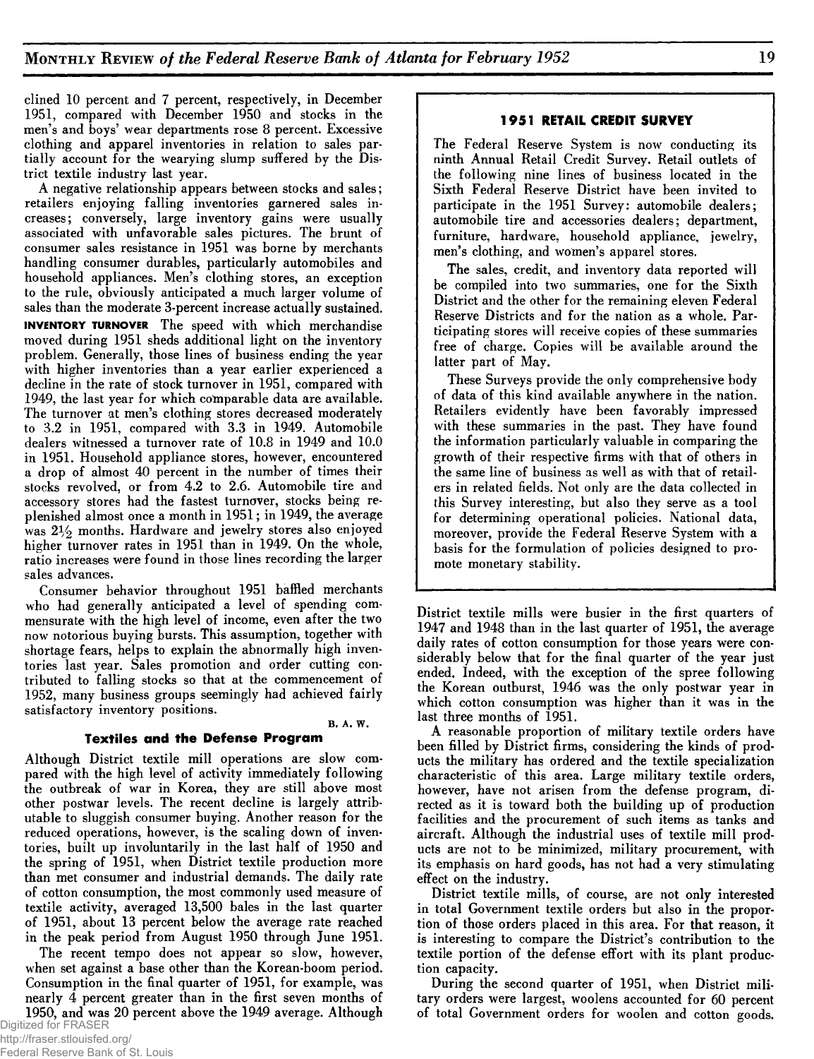clined 10 percent and 7 percent, respectively, in December 1951, compared with December 1950 and stocks in the men's and boys' wear departments rose 8 percent. Excessive clothing and apparel inventories in relation to sales partially account for the wearying slump suffered by the District textile industry last year.

A negative relationship appears between stocks and sales; retailers enjoying falling inventories garnered sales increases; conversely, large inventory gains were usually associated with unfavorable sales pictures. The brunt of consumer sales resistance in 1951 was borne by merchants handling consumer durables, particularly automobiles and household appliances. Men's clothing stores, an exception to the rule, obviously anticipated a much larger volume of sales than the moderate 3-percent increase actually sustained.

**INVENTORY TURNOVER** The speed with which merchandise moved during 1951 sheds additional light on the inventory problem. Generally, those lines of business ending the year with higher inventories than a year earlier experienced a decline in the rate of stock turnover in 1951, compared with 1949, the last year for which comparable data are available. The turnover at men's clothing stores decreased moderately to 3.2 in 1951, compared with 3.3 in 1949. Automobile dealers witnessed a turnover rate of 10.8 in 1949 and 10.0 in 1951. Household appliance stores, however, encountered a drop of almost 40 percent in the number of times their stocks revolved, or from 4.2 to 2.6. Automobile tire and accessory stores had the fastest turnover, stocks being replenished almost once a month in 1951; in 1949, the average was 2½ months. Hardware and jewelry stores also enjoyed higher turnover rates in 1951 than in 1949. On the whole, ratio increases were found in those lines recording the larger sales advances.

Consumer behavior throughout 1951 baffled merchants who had generally anticipated a level of spending commensurate with the high level of income, even after the two now notorious buying bursts. This assumption, together with shortage fears, helps to explain the abnormally high inventories last year. Sales promotion and order cutting contributed to falling stocks so that at the commencement of 1952, many business groups seemingly had achieved fairly satisfactory inventory positions.

B. A. W.

### Textiles and the Defense Program

Although District textile mill operations are slow compared with the high level of activity immediately following the outbreak of war in Korea, they are still above most other postwar levels. The recent decline is largely attributable to sluggish consumer buying. Another reason for the reduced operations, however, is the scaling down of inventories, built up involuntarily in the last half of 1950 and the spring of 1951, when District textile production more than met consumer and industrial demands. The daily rate of cotton consumption, the most commonly used measure of textile activity, averaged 13,500 bales in the last quarter of 1951, about 13 percent below the average rate reached in the peak period from August 1950 through June 1951.

The recent tempo does not appear so slow, however, when set against a base other than the Korean-boom period. Consumption in the final quarter of 1951, for example, was nearly 4 percent greater than in the first seven months of 1950, and was 20 percent above the 1949 average. Although District textile mills were busier in the first quarters of 1947 and 1948 than in the last quarter of 1951, the average daily rates of cotton consumption for those years were considerably below that for the final quarter of the year just ended. Indeed, with the exception of the spree following the Korean outburst, 1946 was the only postwar year in which cotton consumption was higher than it was in the last three months of 1951.

A reasonable proportion of military textile orders have been filled by District firms, considering the kinds of products the military has ordered and the textile specialization characteristic of this area. Large military textile orders, however, have not arisen from the defense program, directed as it is toward both the building up of production facilities and the procurement of such items as tanks and aircraft. Although the industrial uses of textile mill products are not to be minimized, military procurement, with its emphasis on hard goods, has not had a very stimulating effect on the industry.

District textile mills, of course, are not only interested in total Government textile orders but also in the proportion of those orders placed in this area. For that reason, it is interesting to compare the District's contribution to the textile portion of the defense effort with its plant production capacity.

During the second quarter of 1951, when District military orders were largest, woolens accounted for 60 percent of total Government orders for woolen and cotton goods.

---

**1951 RETAIL CREDIT SURVEY**

The Federal Reserve System is now conducting its ninth Annual Retail Credit Survey. Retail outlets of the following nine lines of business located in the Sixth Federal Reserve District have been invited to participate in the 1951 Survey: automobile dealers; automobile tire and accessories dealers; department, furniture, hardware, household appliance, jewelry, men's clothing, and women's apparel stores.

The sales, credit, and inventory data reported will be compiled into two summaries, one for the Sixth District and the other for the remaining eleven Federal Reserve Districts and for the nation as a whole. Participating stores will receive copies of these summaries free of charge. Copies will be available around the latter part of May.

These Surveys provide the only comprehensive body of data of this kind available anywhere in the nation. Retailers evidently have been favorably impressed with these summaries in the past. They have found the information particularly valuable in comparing the growth of their respective firms with that of others in the same line of business as well as with that of retailers in related fields. Not only are the data collected in this Survey interesting, but also they serve as a tool for determining operational policies. National data, moreover, provide the Federal Reserve System with a basis for the formulation of policies designed to promote monetary stability.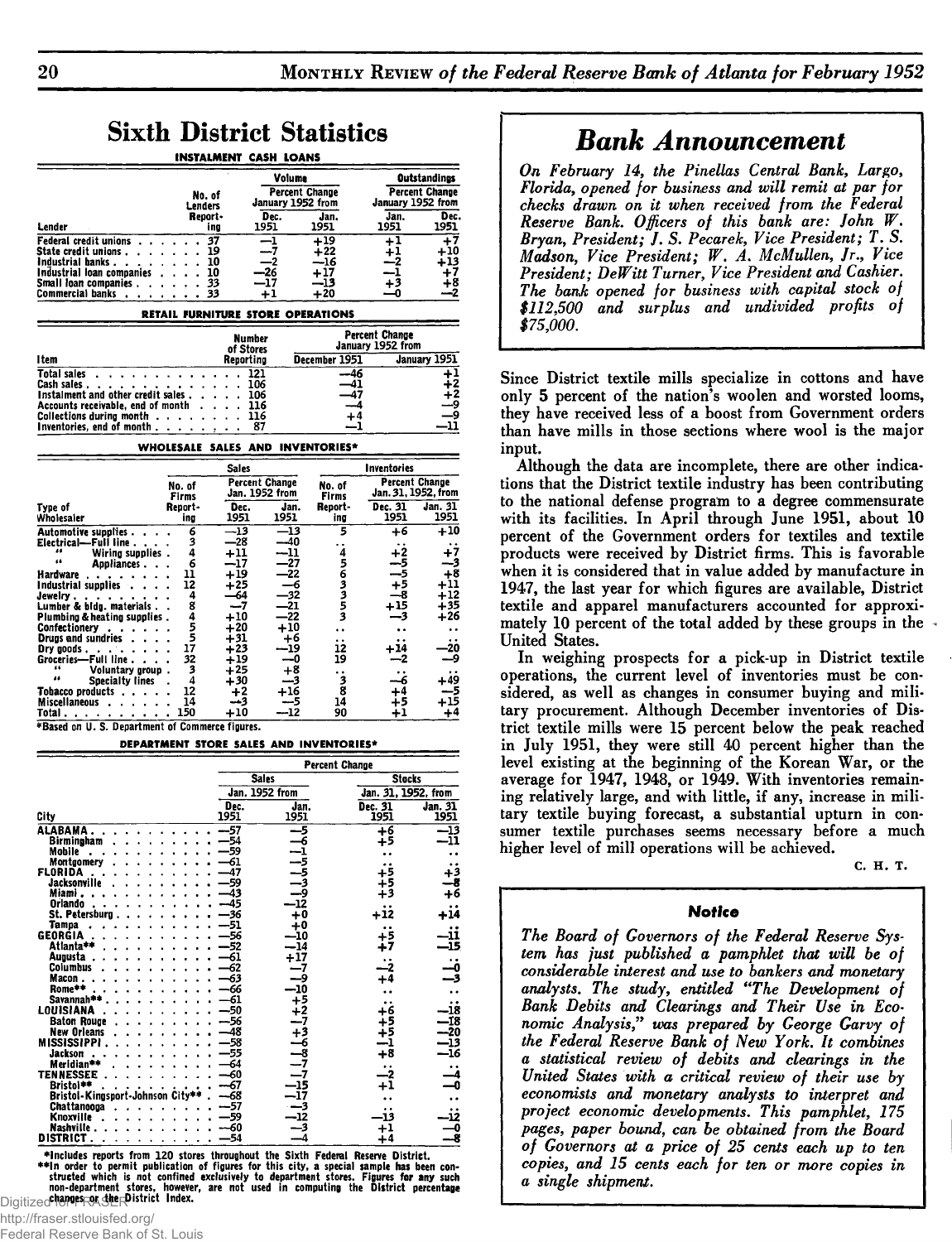# Sixth District Statistics

### INSTALMENT CASH LOANS

| Lender | No. of Lenders Report-ing | Volume | | Outstandings | |
|---|---|---|---|---|---|
| | | Percent Change January 1952 from | | Percent Change January 1952 from | |
| | | Dec. 1951 | Jan. 1951 | Jan. 1951 | Dec. 1951 |
| Federal credit unions | 37 | −1 | +19 | +1 | +7 |
| State credit unions | 19 | −7 | +22 | +1 | +10 |
| Industrial banks | 10 | −2 | −16 | −2 | +13 |
| Industrial loan companies | 10 | −26 | +17 | −1 | +7 |
| Small loan companies | 33 | −17 | −13 | +3 | +8 |
| Commercial banks | 33 | +1 | +20 | −0 | −2 |

### RETAIL FURNITURE STORE OPERATIONS

| Item | Number of Stores Reporting | Percent Change January 1952 from | |
|---|---|---|---|
| | | December 1951 | January 1951 |
| Total sales | 121 | −46 | +1 |
| Cash sales | 106 | −41 | +2 |
| Instalment and other credit sales | 106 | −47 | +2 |
| Accounts receivable, end of month | 116 | −4 | −9 |
| Collections during month | 116 | +4 | −9 |
| Inventories, end of month | 87 | −1 | −11 |

### WHOLESALE SALES AND INVENTORIES*

| Type of Wholesaler | Sales | | | Inventories | | |
|---|---|---|---|---|---|---|
| | No. of Firms Report-ing | Percent Change Jan. 1952 from | | No. of Firms Report-ing | Percent Change Jan. 31, 1952, from | |
| | | Dec. 1951 | Jan. 1951 | | Dec. 31 1951 | Jan. 31 1951 |
| Automotive supplies | 6 | −13 | −13 | 5 | +6 | +10 |
| Electrical—Full line | 3 | −28 | −40 | .. | .. | .. |
| " Wiring supplies | 4 | +11 | −11 | 4 | +2 | +7 |
| " Appliances | 6 | −17 | −27 | 5 | −5 | −3 |
| Hardware | 11 | +19 | −22 | 6 | −5 | +8 |
| Industrial supplies | 12 | +25 | −6 | 3 | +5 | +11 |
| Jewelry | 4 | −64 | −32 | 3 | −8 | +12 |
| Lumber & bldg. materials | 8 | −7 | −21 | 5 | +15 | +35 |
| Plumbing & heating supplies | 4 | +10 | −22 | 3 | −3 | +26 |
| Confectionery | 5 | +20 | +10 | .. | .. | .. |
| Drugs and sundries | 5 | +31 | +6 | .. | .. | .. |
| Dry goods | 17 | +23 | −19 | 12 | +14 | −20 |
| Groceries—Full line | 32 | +19 | −0 | 19 | −2 | −9 |
| " Voluntary group | 3 | +25 | +8 | .. | .. | .. |
| " Specialty lines | 4 | +30 | −3 | 3 | −6 | +49 |
| Tobacco products | 12 | +2 | +16 | 8 | +4 | −5 |
| Miscellaneous | 14 | −3 | −5 | 14 | +5 | +15 |
| Total | 150 | +10 | −12 | 90 | +1 | +4 |

*Based on U. S. Department of Commerce figures.

### DEPARTMENT STORE SALES AND INVENTORIES*

| City | Percent Change | | | |
|---|---|---|---|---|
| | Sales | | Stocks | |
| | Jan. 1952 from | | Jan. 31, 1952, from | |
| | Dec. 1951 | Jan. 1951 | Dec. 31 1951 | Jan. 31 1951 |
| ALABAMA | −57 | −5 | +6 | −13 |
| Birmingham | −54 | −6 | +5 | −11 |
| Mobile | −59 | −1 | .. | .. |
| Montgomery | −61 | −5 | .. | .. |
| FLORIDA | −47 | −5 | +5 | +3 |
| Jacksonville | −59 | −3 | +5 | −8 |
| Miami | −43 | −9 | +3 | +6 |
| Orlando | −45 | −12 | .. | .. |
| St. Petersburg | −36 | +0 | +12 | +14 |
| Tampa | −51 | +0 | .. | .. |
| GEORGIA | −56 | −10 | +5 | −11 |
| Atlanta** | −52 | −14 | +7 | −15 |
| Augusta | −61 | +17 | .. | .. |
| Columbus | −62 | −7 | −2 | −0 |
| Macon | −63 | −9 | +4 | −3 |
| Rome** | −66 | −10 | .. | .. |
| Savannah** | −61 | +5 | .. | .. |
| LOUISIANA | −50 | +2 | +6 | −18 |
| Baton Rouge | −56 | −7 | +5 | −18 |
| New Orleans | −48 | +3 | +5 | −20 |
| MISSISSIPPI | −58 | −6 | −1 | −13 |
| Jackson | −55 | −8 | +8 | −16 |
| Meridian** | −64 | −7 | .. | .. |
| TENNESSEE | −60 | −7 | −2 | −4 |
| Bristol** | −67 | −15 | +1 | −0 |
| Bristol-Kingsport-Johnson City** | −68 | −17 | .. | .. |
| Chattanooga | −57 | −3 | .. | .. |
| Knoxville | −59 | −12 | −13 | −12 |
| Nashville | −60 | −3 | +1 | −0 |
| DISTRICT | −54 | −4 | +4 | −8 |

*Includes reports from 120 stores throughout the Sixth Federal Reserve District.
**In order to permit publication of figures for this city, a special sample has been constructed which is not confined exclusively to department stores. Figures for any such non-department stores, however, are not used in computing the District percentage changes or the District Index.

## *Bank Announcement*

*On February 14, the Pinellas Central Bank, Largo, Florida, opened for business and will remit at par for checks drawn on it when received from the Federal Reserve Bank. Officers of this bank are: John W. Bryan, President; J. S. Pecarek, Vice President; T. S. Madson, Vice President; W. A. McMullen, Jr., Vice President; DeWitt Turner, Vice President and Cashier. The bank opened for business with capital stock of $112,500 and surplus and undivided profits of $75,000.*

Since District textile mills specialize in cottons and have only 5 percent of the nation's woolen and worsted looms, they have received less of a boost from Government orders than have mills in those sections where wool is the major input.

Although the data are incomplete, there are other indications that the District textile industry has been contributing to the national defense program to a degree commensurate with its facilities. In April through June 1951, about 10 percent of the Government orders for textiles and textile products were received by District firms. This is favorable when it is considered that in value added by manufacture in 1947, the last year for which figures are available, District textile and apparel manufacturers accounted for approximately 10 percent of the total added by these groups in the United States.

In weighing prospects for a pick-up in District textile operations, the current level of inventories must be considered, as well as changes in consumer buying and military procurement. Although December inventories of District textile mills were 15 percent below the peak reached in July 1951, they were still 40 percent higher than the level existing at the beginning of the Korean War, or the average for 1947, 1948, or 1949. With inventories remaining relatively large, and with little, if any, increase in military textile buying forecast, a substantial upturn in consumer textile purchases seems necessary before a much higher level of mill operations will be achieved.

C. H. T.

### Notice

*The Board of Governors of the Federal Reserve System has just published a pamphlet that will be of considerable interest and use to bankers and monetary analysts. The study, entitled "The Development of Bank Debits and Clearings and Their Use in Economic Analysis," was prepared by George Garvy of the Federal Reserve Bank of New York. It combines a statistical review of debits and clearings in the United States with a critical review of their use by economists and monetary analysts to interpret and project economic developments. This pamphlet, 175 pages, paper bound, can be obtained from the Board of Governors at a price of 25 cents each up to ten copies, and 15 cents each for ten or more copies in a single shipment.*